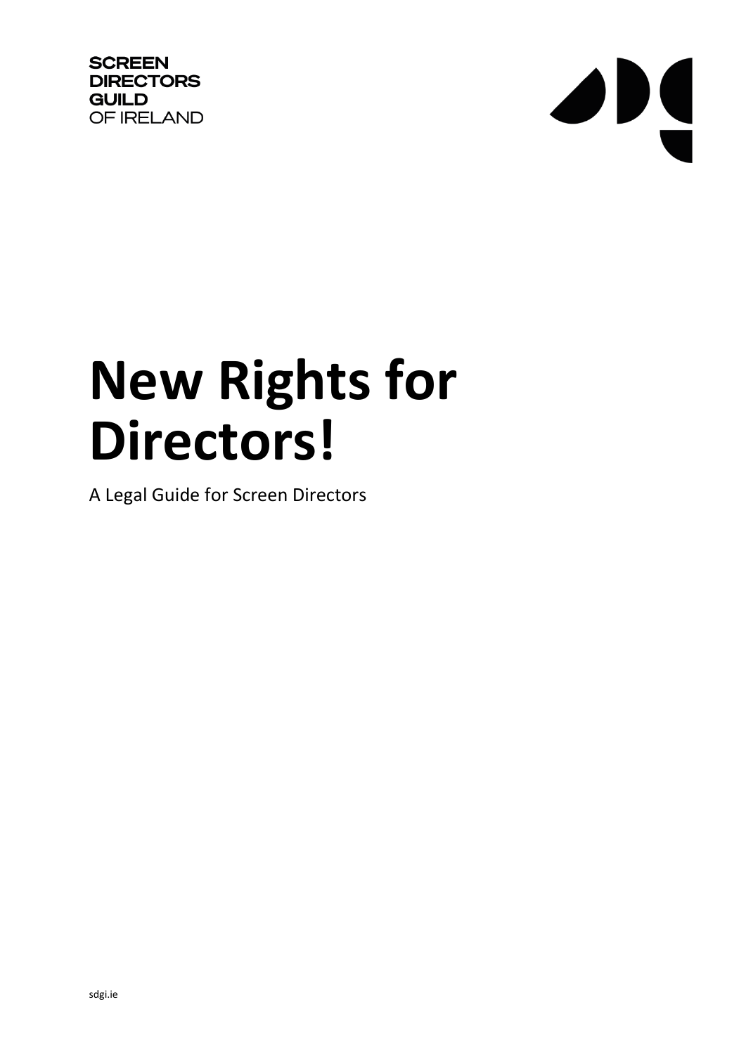SCREEN
DIRECTORS
GUILD
OF IRELAND

# New Rights for Directors!

A Legal Guide for Screen Directors

sdgi.ie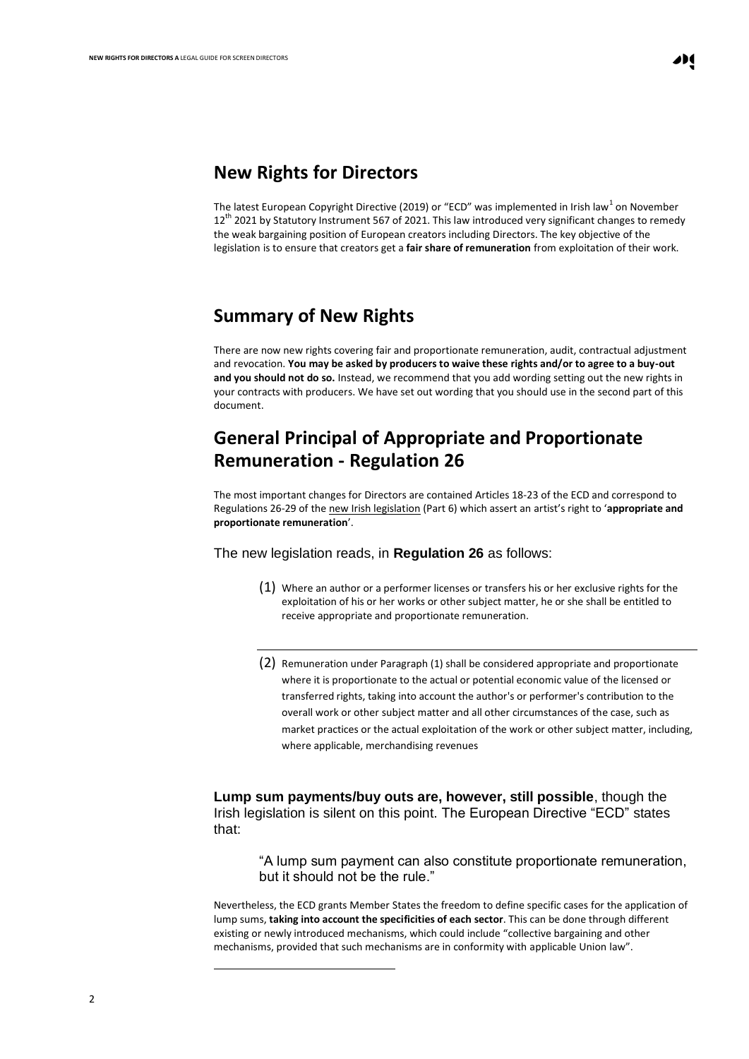## New Rights for Directors

The latest European Copyright Directive (2019) or "ECD" was implemented in Irish law[1] on November 12th 2021 by Statutory Instrument 567 of 2021. This law introduced very significant changes to remedy the weak bargaining position of European creators including Directors. The key objective of the legislation is to ensure that creators get a **fair share of remuneration** from exploitation of their work.

## Summary of New Rights

There are now new rights covering fair and proportionate remuneration, audit, contractual adjustment and revocation. **You may be asked by producers to waive these rights and/or to agree to a buy-out and you should not do so.** Instead, we recommend that you add wording setting out the new rights in your contracts with producers. We have set out wording that you should use in the second part of this document.

## General Principal of Appropriate and Proportionate Remuneration - Regulation 26

The most important changes for Directors are contained Articles 18-23 of the ECD and correspond to Regulations 26-29 of the new Irish legislation (Part 6) which assert an artist's right to '**appropriate and proportionate remuneration**'.

The new legislation reads, in **Regulation 26** as follows:

> (1) Where an author or a performer licenses or transfers his or her exclusive rights for the exploitation of his or her works or other subject matter, he or she shall be entitled to receive appropriate and proportionate remuneration.
>
> (2) Remuneration under Paragraph (1) shall be considered appropriate and proportionate where it is proportionate to the actual or potential economic value of the licensed or transferred rights, taking into account the author's or performer's contribution to the overall work or other subject matter and all other circumstances of the case, such as market practices or the actual exploitation of the work or other subject matter, including, where applicable, merchandising revenues

**Lump sum payments/buy outs are, however, still possible**, though the Irish legislation is silent on this point. The European Directive "ECD" states that:

> "A lump sum payment can also constitute proportionate remuneration, but it should not be the rule."

Nevertheless, the ECD grants Member States the freedom to define specific cases for the application of lump sums, **taking into account the specificities of each sector**. This can be done through different existing or newly introduced mechanisms, which could include "collective bargaining and other mechanisms, provided that such mechanisms are in conformity with applicable Union law".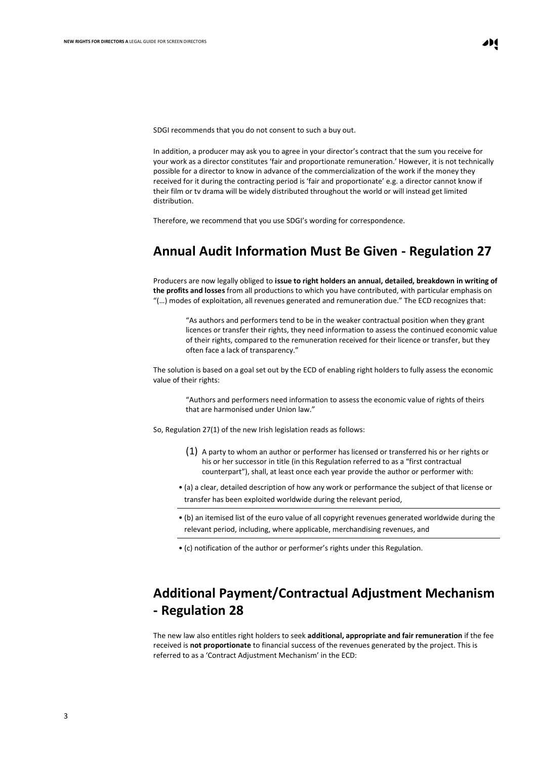SDGI recommends that you do not consent to such a buy out.

In addition, a producer may ask you to agree in your director's contract that the sum you receive for your work as a director constitutes 'fair and proportionate remuneration.' However, it is not technically possible for a director to know in advance of the commercialization of the work if the money they received for it during the contracting period is 'fair and proportionate' e.g. a director cannot know if their film or tv drama will be widely distributed throughout the world or will instead get limited distribution.

Therefore, we recommend that you use SDGI's wording for correspondence.

## Annual Audit Information Must Be Given - Regulation 27

Producers are now legally obliged to **issue to right holders an annual, detailed, breakdown in writing of the profits and losses** from all productions to which you have contributed, with particular emphasis on "(…) modes of exploitation, all revenues generated and remuneration due." The ECD recognizes that:

> "As authors and performers tend to be in the weaker contractual position when they grant licences or transfer their rights, they need information to assess the continued economic value of their rights, compared to the remuneration received for their licence or transfer, but they often face a lack of transparency."

The solution is based on a goal set out by the ECD of enabling right holders to fully assess the economic value of their rights:

> "Authors and performers need information to assess the economic value of rights of theirs that are harmonised under Union law."

So, Regulation 27(1) of the new Irish legislation reads as follows:

> (1) A party to whom an author or performer has licensed or transferred his or her rights or his or her successor in title (in this Regulation referred to as a "first contractual counterpart"), shall, at least once each year provide the author or performer with:

- (a) a clear, detailed description of how any work or performance the subject of that license or transfer has been exploited worldwide during the relevant period,
- (b) an itemised list of the euro value of all copyright revenues generated worldwide during the relevant period, including, where applicable, merchandising revenues, and
- (c) notification of the author or performer's rights under this Regulation.

## Additional Payment/Contractual Adjustment Mechanism - Regulation 28

The new law also entitles right holders to seek **additional, appropriate and fair remuneration** if the fee received is **not proportionate** to financial success of the revenues generated by the project. This is referred to as a 'Contract Adjustment Mechanism' in the ECD: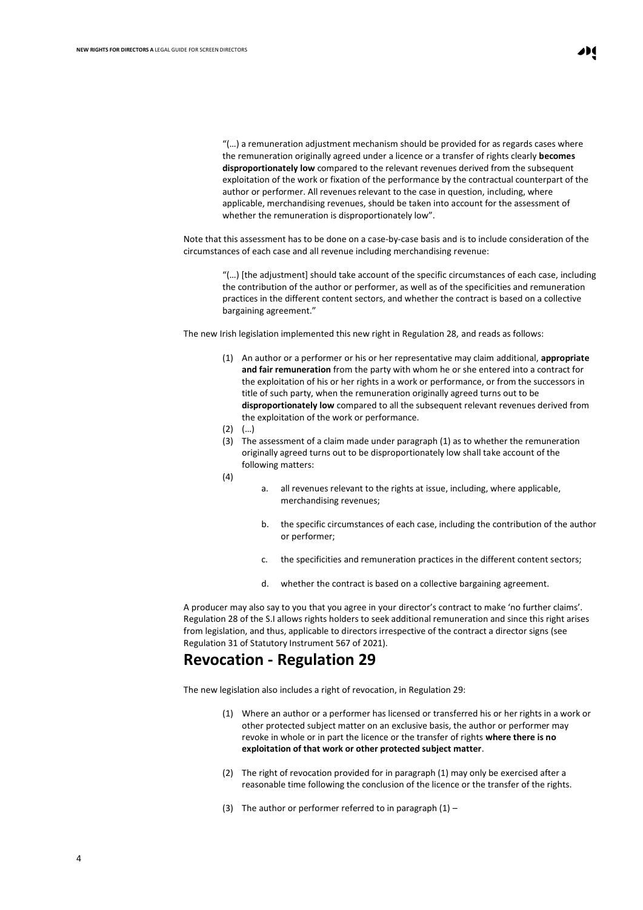> "(…) a remuneration adjustment mechanism should be provided for as regards cases where the remuneration originally agreed under a licence or a transfer of rights clearly **becomes disproportionately low** compared to the relevant revenues derived from the subsequent exploitation of the work or fixation of the performance by the contractual counterpart of the author or performer. All revenues relevant to the case in question, including, where applicable, merchandising revenues, should be taken into account for the assessment of whether the remuneration is disproportionately low".

Note that this assessment has to be done on a case-by-case basis and is to include consideration of the circumstances of each case and all revenue including merchandising revenue:

> "(…) [the adjustment] should take account of the specific circumstances of each case, including the contribution of the author or performer, as well as of the specificities and remuneration practices in the different content sectors, and whether the contract is based on a collective bargaining agreement."

The new Irish legislation implemented this new right in Regulation 28, and reads as follows:

> (1) An author or a performer or his or her representative may claim additional, **appropriate and fair remuneration** from the party with whom he or she entered into a contract for the exploitation of his or her rights in a work or performance, or from the successors in title of such party, when the remuneration originally agreed turns out to be **disproportionately low** compared to all the subsequent relevant revenues derived from the exploitation of the work or performance.
>
> (2) (…)
>
> (3) The assessment of a claim made under paragraph (1) as to whether the remuneration originally agreed turns out to be disproportionately low shall take account of the following matters:
>
> (4)
>
> a. all revenues relevant to the rights at issue, including, where applicable, merchandising revenues;
>
> b. the specific circumstances of each case, including the contribution of the author or performer;
>
> c. the specificities and remuneration practices in the different content sectors;
>
> d. whether the contract is based on a collective bargaining agreement.

A producer may also say to you that you agree in your director's contract to make 'no further claims'. Regulation 28 of the S.I allows rights holders to seek additional remuneration and since this right arises from legislation, and thus, applicable to directors irrespective of the contract a director signs (see Regulation 31 of Statutory Instrument 567 of 2021).

## Revocation - Regulation 29

The new legislation also includes a right of revocation, in Regulation 29:

> (1) Where an author or a performer has licensed or transferred his or her rights in a work or other protected subject matter on an exclusive basis, the author or performer may revoke in whole or in part the licence or the transfer of rights **where there is no exploitation of that work or other protected subject matter**.
>
> (2) The right of revocation provided for in paragraph (1) may only be exercised after a reasonable time following the conclusion of the licence or the transfer of the rights.
>
> (3) The author or performer referred to in paragraph (1) –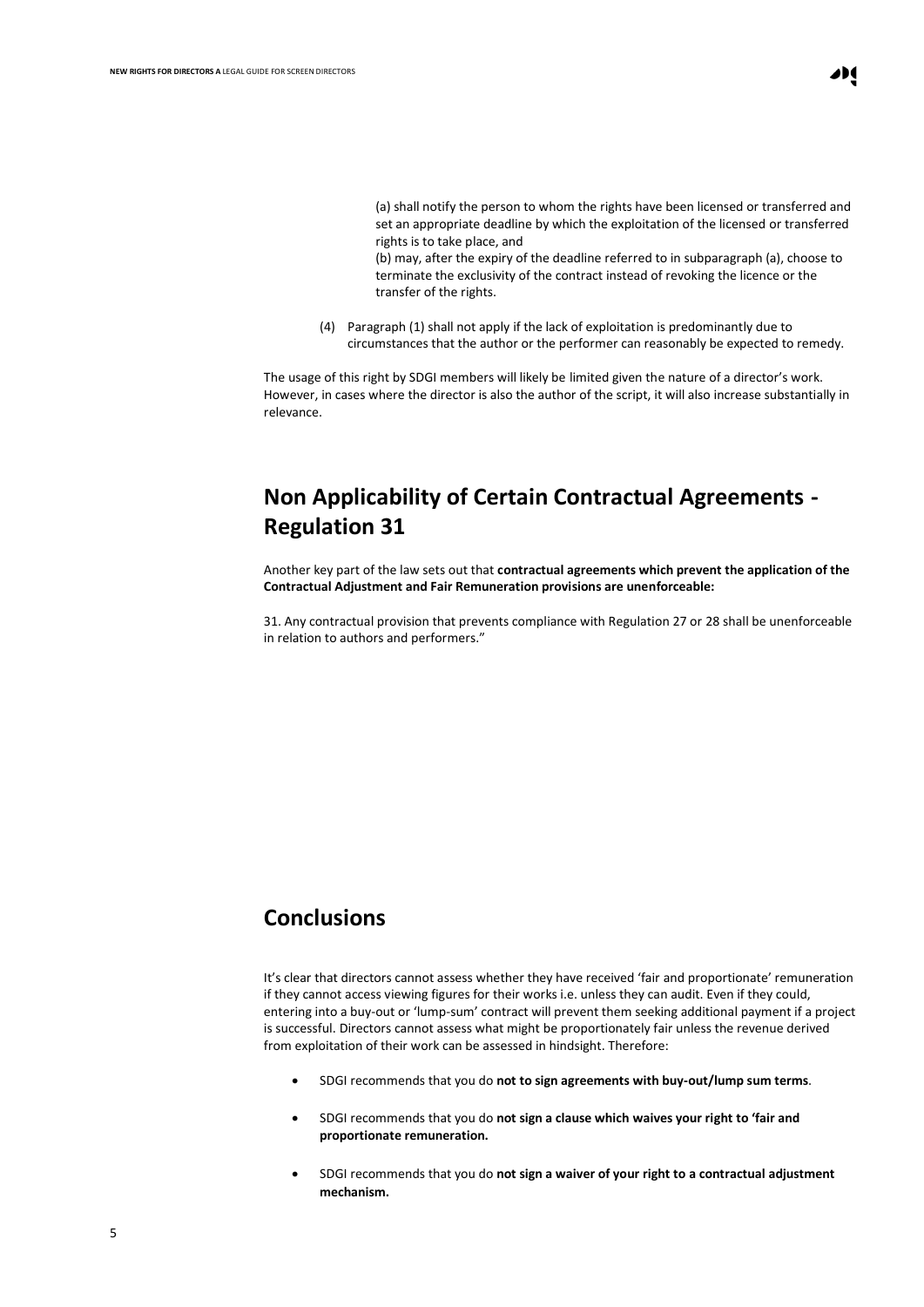(a) shall notify the person to whom the rights have been licensed or transferred and set an appropriate deadline by which the exploitation of the licensed or transferred rights is to take place, and

(b) may, after the expiry of the deadline referred to in subparagraph (a), choose to terminate the exclusivity of the contract instead of revoking the licence or the transfer of the rights.

(4) Paragraph (1) shall not apply if the lack of exploitation is predominantly due to circumstances that the author or the performer can reasonably be expected to remedy.

The usage of this right by SDGI members will likely be limited given the nature of a director's work. However, in cases where the director is also the author of the script, it will also increase substantially in relevance.

## Non Applicability of Certain Contractual Agreements - Regulation 31

Another key part of the law sets out that **contractual agreements which prevent the application of the Contractual Adjustment and Fair Remuneration provisions are unenforceable:**

31. Any contractual provision that prevents compliance with Regulation 27 or 28 shall be unenforceable in relation to authors and performers."

## Conclusions

It's clear that directors cannot assess whether they have received 'fair and proportionate' remuneration if they cannot access viewing figures for their works i.e. unless they can audit. Even if they could, entering into a buy-out or 'lump-sum' contract will prevent them seeking additional payment if a project is successful. Directors cannot assess what might be proportionately fair unless the revenue derived from exploitation of their work can be assessed in hindsight. Therefore:

- SDGI recommends that you do **not to sign agreements with buy-out/lump sum terms**.
- SDGI recommends that you do **not sign a clause which waives your right to 'fair and proportionate remuneration.**
- SDGI recommends that you do **not sign a waiver of your right to a contractual adjustment mechanism.**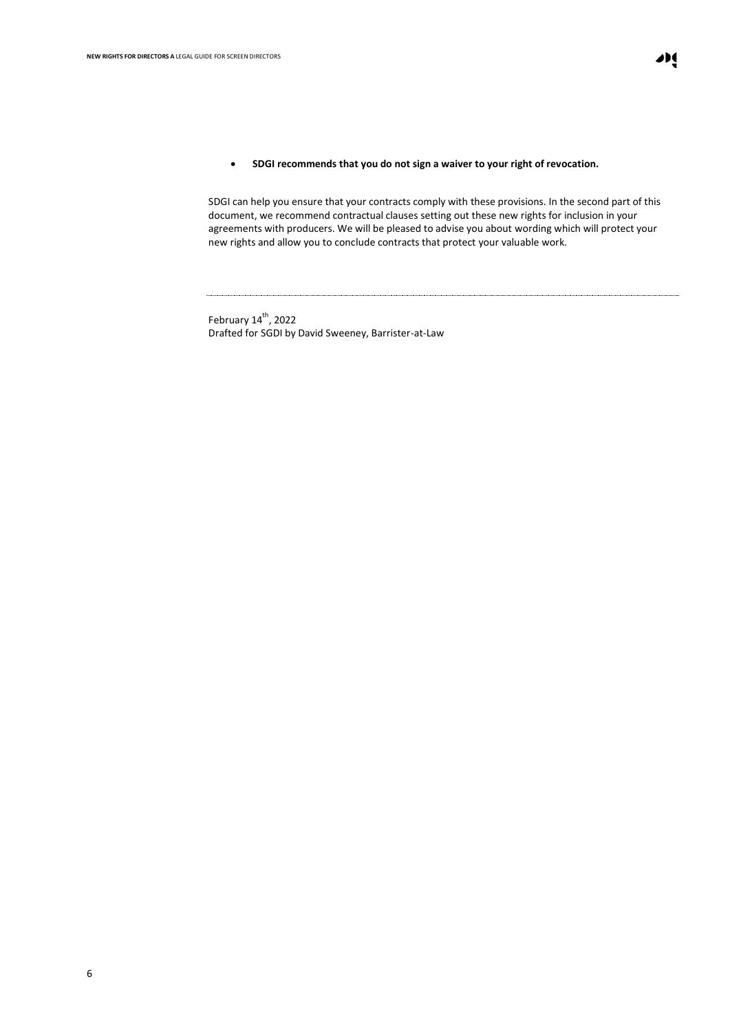- **SDGI recommends that you do not sign a waiver to your right of revocation.**

SDGI can help you ensure that your contracts comply with these provisions. In the second part of this document, we recommend contractual clauses setting out these new rights for inclusion in your agreements with producers. We will be pleased to advise you about wording which will protect your new rights and allow you to conclude contracts that protect your valuable work.

---

February 14th, 2022
Drafted for SGDI by David Sweeney, Barrister-at-Law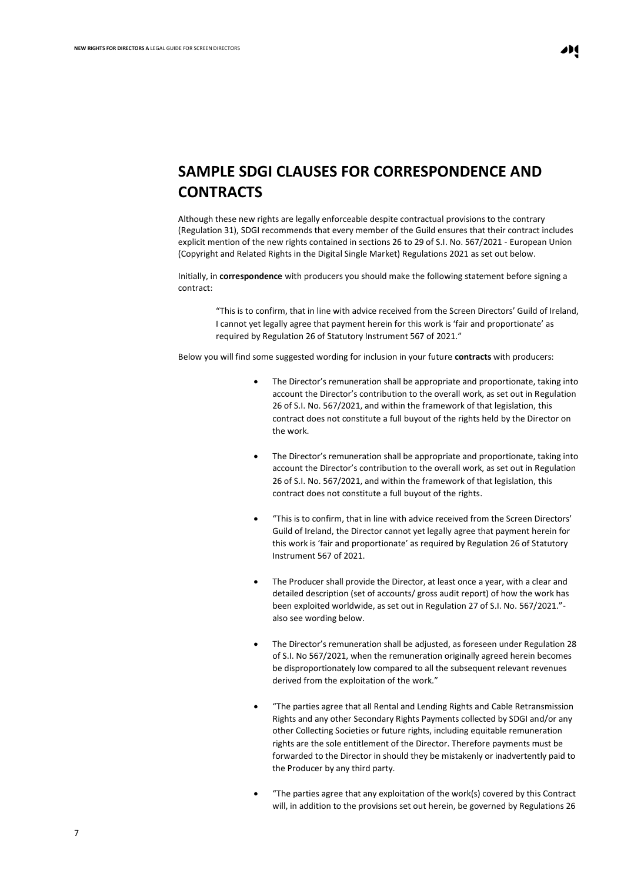# SAMPLE SDGI CLAUSES FOR CORRESPONDENCE AND CONTRACTS

Although these new rights are legally enforceable despite contractual provisions to the contrary (Regulation 31), SDGI recommends that every member of the Guild ensures that their contract includes explicit mention of the new rights contained in sections 26 to 29 of S.I. No. 567/2021 - European Union (Copyright and Related Rights in the Digital Single Market) Regulations 2021 as set out below.

Initially, in **correspondence** with producers you should make the following statement before signing a contract:

> "This is to confirm, that in line with advice received from the Screen Directors' Guild of Ireland, I cannot yet legally agree that payment herein for this work is 'fair and proportionate' as required by Regulation 26 of Statutory Instrument 567 of 2021."

Below you will find some suggested wording for inclusion in your future **contracts** with producers:

- The Director's remuneration shall be appropriate and proportionate, taking into account the Director's contribution to the overall work, as set out in Regulation 26 of S.I. No. 567/2021, and within the framework of that legislation, this contract does not constitute a full buyout of the rights held by the Director on the work.
- The Director's remuneration shall be appropriate and proportionate, taking into account the Director's contribution to the overall work, as set out in Regulation 26 of S.I. No. 567/2021, and within the framework of that legislation, this contract does not constitute a full buyout of the rights.
- "This is to confirm, that in line with advice received from the Screen Directors' Guild of Ireland, the Director cannot yet legally agree that payment herein for this work is 'fair and proportionate' as required by Regulation 26 of Statutory Instrument 567 of 2021.
- The Producer shall provide the Director, at least once a year, with a clear and detailed description (set of accounts/ gross audit report) of how the work has been exploited worldwide, as set out in Regulation 27 of S.I. No. 567/2021."- also see wording below.
- The Director's remuneration shall be adjusted, as foreseen under Regulation 28 of S.I. No 567/2021, when the remuneration originally agreed herein becomes be disproportionately low compared to all the subsequent relevant revenues derived from the exploitation of the work."
- "The parties agree that all Rental and Lending Rights and Cable Retransmission Rights and any other Secondary Rights Payments collected by SDGI and/or any other Collecting Societies or future rights, including equitable remuneration rights are the sole entitlement of the Director. Therefore payments must be forwarded to the Director in should they be mistakenly or inadvertently paid to the Producer by any third party.
- "The parties agree that any exploitation of the work(s) covered by this Contract will, in addition to the provisions set out herein, be governed by Regulations 26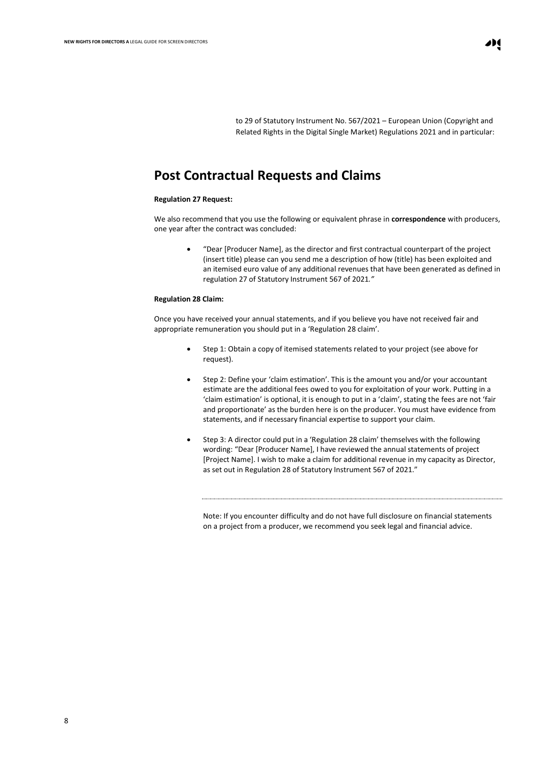to 29 of Statutory Instrument No. 567/2021 – European Union (Copyright and Related Rights in the Digital Single Market) Regulations 2021 and in particular:

## Post Contractual Requests and Claims

**Regulation 27 Request:**

We also recommend that you use the following or equivalent phrase in **correspondence** with producers, one year after the contract was concluded:

- "Dear [Producer Name], as the director and first contractual counterpart of the project (insert title) please can you send me a description of how (title) has been exploited and an itemised euro value of any additional revenues that have been generated as defined in regulation 27 of Statutory Instrument 567 of 2021."

**Regulation 28 Claim:**

Once you have received your annual statements, and if you believe you have not received fair and appropriate remuneration you should put in a 'Regulation 28 claim'.

- Step 1: Obtain a copy of itemised statements related to your project (see above for request).
- Step 2: Define your 'claim estimation'. This is the amount you and/or your accountant estimate are the additional fees owed to you for exploitation of your work. Putting in a 'claim estimation' is optional, it is enough to put in a 'claim', stating the fees are not 'fair and proportionate' as the burden here is on the producer. You must have evidence from statements, and if necessary financial expertise to support your claim.
- Step 3: A director could put in a 'Regulation 28 claim' themselves with the following wording: "Dear [Producer Name], I have reviewed the annual statements of project [Project Name]. I wish to make a claim for additional revenue in my capacity as Director, as set out in Regulation 28 of Statutory Instrument 567 of 2021."

---

Note: If you encounter difficulty and do not have full disclosure on financial statements on a project from a producer, we recommend you seek legal and financial advice.